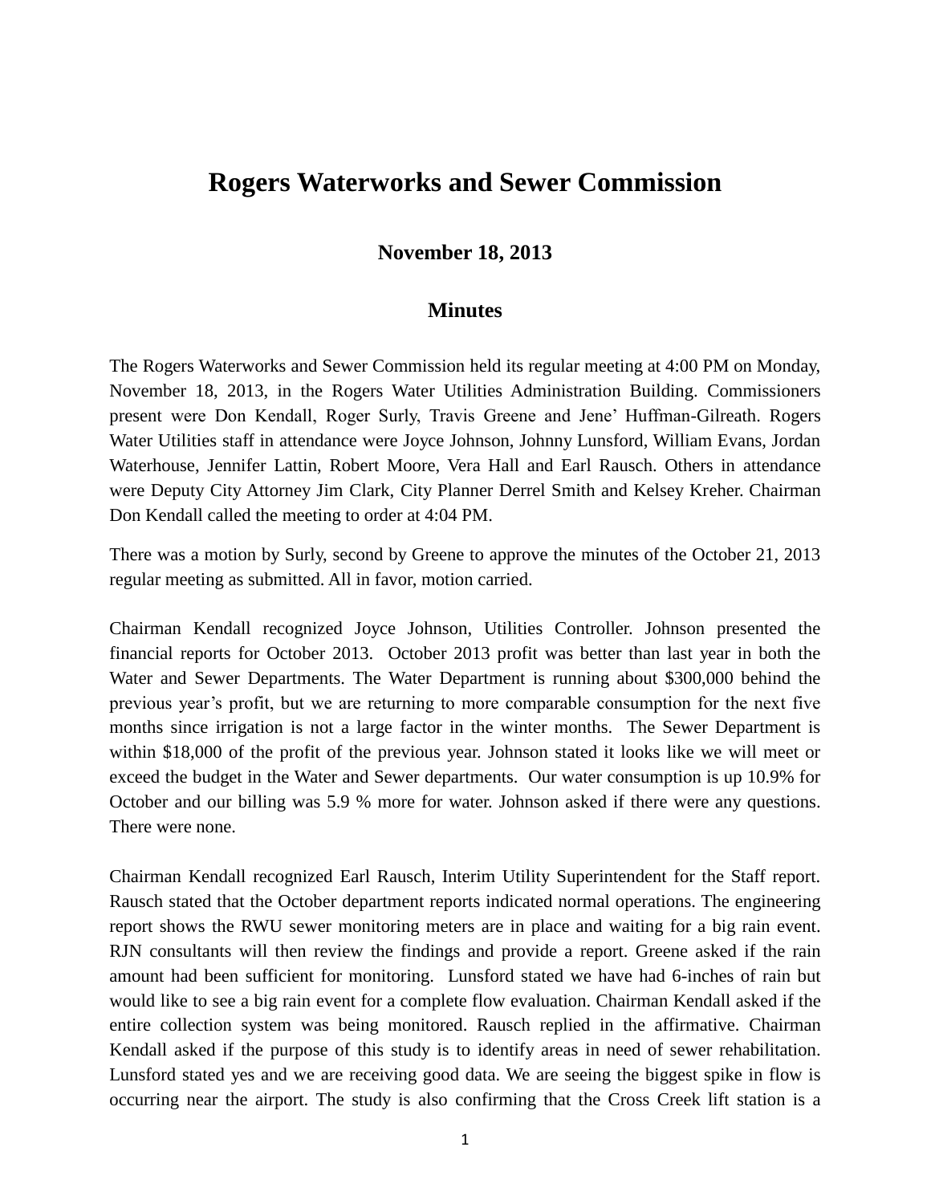# Rogers Waterworks and Sewer Commission

## November 18, 2013

## Minutes

The Rogers Waterworks and Sewer Commission held its regular meeting at 4:00 PM on Monday, November 18, 2013, in the Rogers Water Utilities Administration Building. Commissioners present were Don Kendall, Roger Surly, Travis Greene and Jene' Huffman-Gilreath. Rogers Water Utilities staff in attendance were Joyce Johnson, Johnny Lunsford, William Evans, Jordan Waterhouse, Jennifer Lattin, Robert Moore, Vera Hall and Earl Rausch. Others in attendance were Deputy City Attorney Jim Clark, City Planner Derrel Smith and Kelsey Kreher. Chairman Don Kendall called the meeting to order at 4:04 PM.

There was a motion by Surly, second by Greene to approve the minutes of the October 21, 2013 regular meeting as submitted. All in favor, motion carried.

Chairman Kendall recognized Joyce Johnson, Utilities Controller. Johnson presented the financial reports for October 2013. October 2013 profit was better than last year in both the Water and Sewer Departments. The Water Department is running about $300,000 behind the previous year's profit, but we are returning to more comparable consumption for the next five months since irrigation is not a large factor in the winter months. The Sewer Department is within $18,000 of the profit of the previous year. Johnson stated it looks like we will meet or exceed the budget in the Water and Sewer departments. Our water consumption is up 10.9% for October and our billing was 5.9 % more for water. Johnson asked if there were any questions. There were none.

Chairman Kendall recognized Earl Rausch, Interim Utility Superintendent for the Staff report. Rausch stated that the October department reports indicated normal operations. The engineering report shows the RWU sewer monitoring meters are in place and waiting for a big rain event. RJN consultants will then review the findings and provide a report. Greene asked if the rain amount had been sufficient for monitoring. Lunsford stated we have had 6-inches of rain but would like to see a big rain event for a complete flow evaluation. Chairman Kendall asked if the entire collection system was being monitored. Rausch replied in the affirmative. Chairman Kendall asked if the purpose of this study is to identify areas in need of sewer rehabilitation. Lunsford stated yes and we are receiving good data. We are seeing the biggest spike in flow is occurring near the airport. The study is also confirming that the Cross Creek lift station is a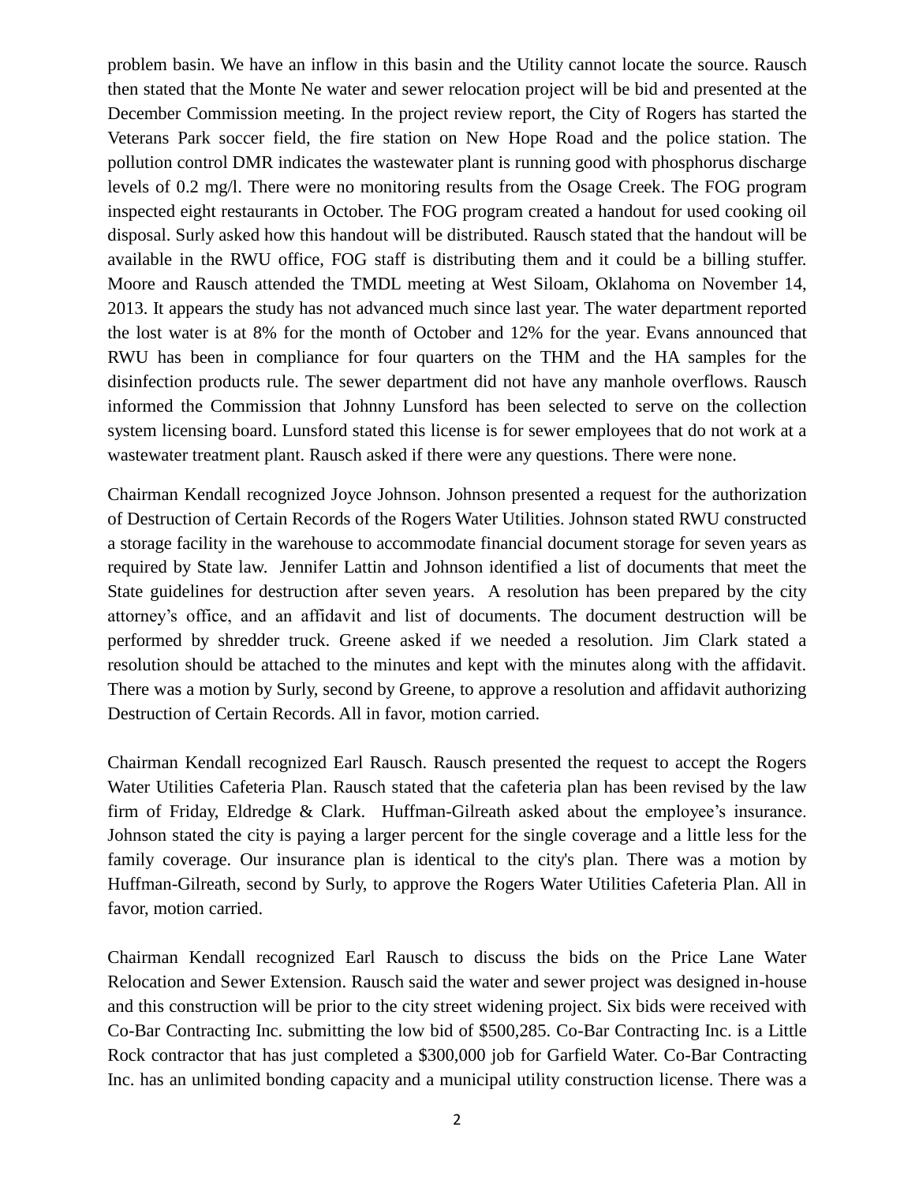problem basin. We have an inflow in this basin and the Utility cannot locate the source. Rausch then stated that the Monte Ne water and sewer relocation project will be bid and presented at the December Commission meeting. In the project review report, the City of Rogers has started the Veterans Park soccer field, the fire station on New Hope Road and the police station. The pollution control DMR indicates the wastewater plant is running good with phosphorus discharge levels of 0.2 mg/l. There were no monitoring results from the Osage Creek. The FOG program inspected eight restaurants in October. The FOG program created a handout for used cooking oil disposal. Surly asked how this handout will be distributed. Rausch stated that the handout will be available in the RWU office, FOG staff is distributing them and it could be a billing stuffer. Moore and Rausch attended the TMDL meeting at West Siloam, Oklahoma on November 14, 2013. It appears the study has not advanced much since last year. The water department reported the lost water is at 8% for the month of October and 12% for the year. Evans announced that RWU has been in compliance for four quarters on the THM and the HA samples for the disinfection products rule. The sewer department did not have any manhole overflows. Rausch informed the Commission that Johnny Lunsford has been selected to serve on the collection system licensing board. Lunsford stated this license is for sewer employees that do not work at a wastewater treatment plant. Rausch asked if there were any questions. There were none.

Chairman Kendall recognized Joyce Johnson. Johnson presented a request for the authorization of Destruction of Certain Records of the Rogers Water Utilities. Johnson stated RWU constructed a storage facility in the warehouse to accommodate financial document storage for seven years as required by State law. Jennifer Lattin and Johnson identified a list of documents that meet the State guidelines for destruction after seven years. A resolution has been prepared by the city attorney's office, and an affidavit and list of documents. The document destruction will be performed by shredder truck. Greene asked if we needed a resolution. Jim Clark stated a resolution should be attached to the minutes and kept with the minutes along with the affidavit. There was a motion by Surly, second by Greene, to approve a resolution and affidavit authorizing Destruction of Certain Records. All in favor, motion carried.

Chairman Kendall recognized Earl Rausch. Rausch presented the request to accept the Rogers Water Utilities Cafeteria Plan. Rausch stated that the cafeteria plan has been revised by the law firm of Friday, Eldredge & Clark. Huffman-Gilreath asked about the employee's insurance. Johnson stated the city is paying a larger percent for the single coverage and a little less for the family coverage. Our insurance plan is identical to the city's plan. There was a motion by Huffman-Gilreath, second by Surly, to approve the Rogers Water Utilities Cafeteria Plan. All in favor, motion carried.

Chairman Kendall recognized Earl Rausch to discuss the bids on the Price Lane Water Relocation and Sewer Extension. Rausch said the water and sewer project was designed in-house and this construction will be prior to the city street widening project. Six bids were received with Co-Bar Contracting Inc. submitting the low bid of $500,285. Co-Bar Contracting Inc. is a Little Rock contractor that has just completed a $300,000 job for Garfield Water. Co-Bar Contracting Inc. has an unlimited bonding capacity and a municipal utility construction license. There was a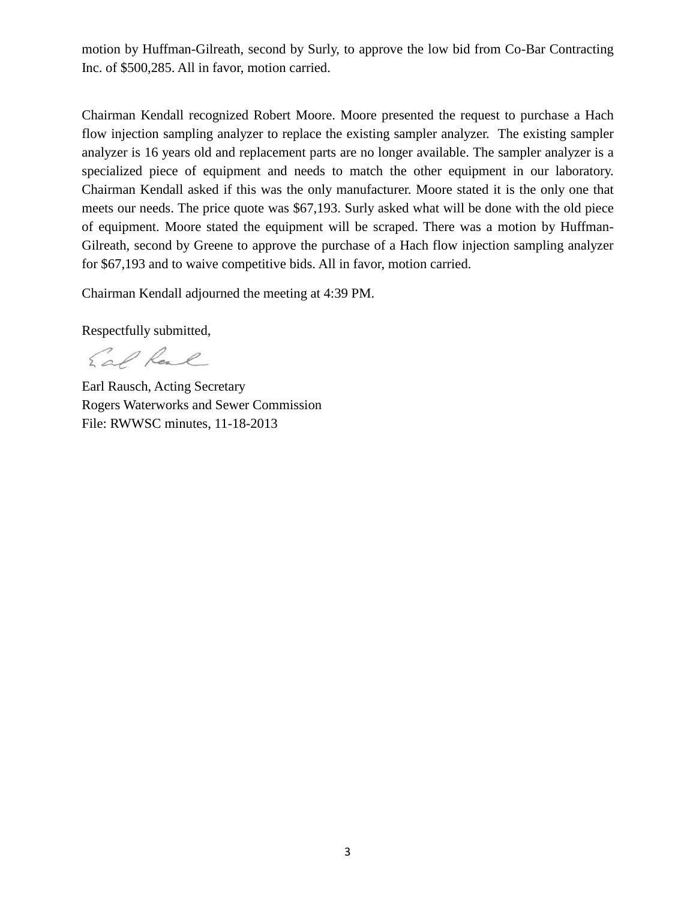motion by Huffman-Gilreath, second by Surly, to approve the low bid from Co-Bar Contracting Inc. of $500,285. All in favor, motion carried.

Chairman Kendall recognized Robert Moore. Moore presented the request to purchase a Hach flow injection sampling analyzer to replace the existing sampler analyzer. The existing sampler analyzer is 16 years old and replacement parts are no longer available. The sampler analyzer is a specialized piece of equipment and needs to match the other equipment in our laboratory. Chairman Kendall asked if this was the only manufacturer. Moore stated it is the only one that meets our needs. The price quote was $67,193. Surly asked what will be done with the old piece of equipment. Moore stated the equipment will be scraped. There was a motion by Huffman-Gilreath, second by Greene to approve the purchase of a Hach flow injection sampling analyzer for $67,193 and to waive competitive bids. All in favor, motion carried.

Chairman Kendall adjourned the meeting at 4:39 PM.

Respectfully submitted,

Earl Rausch, Acting Secretary
Rogers Waterworks and Sewer Commission
File: RWWSC minutes, 11-18-2013